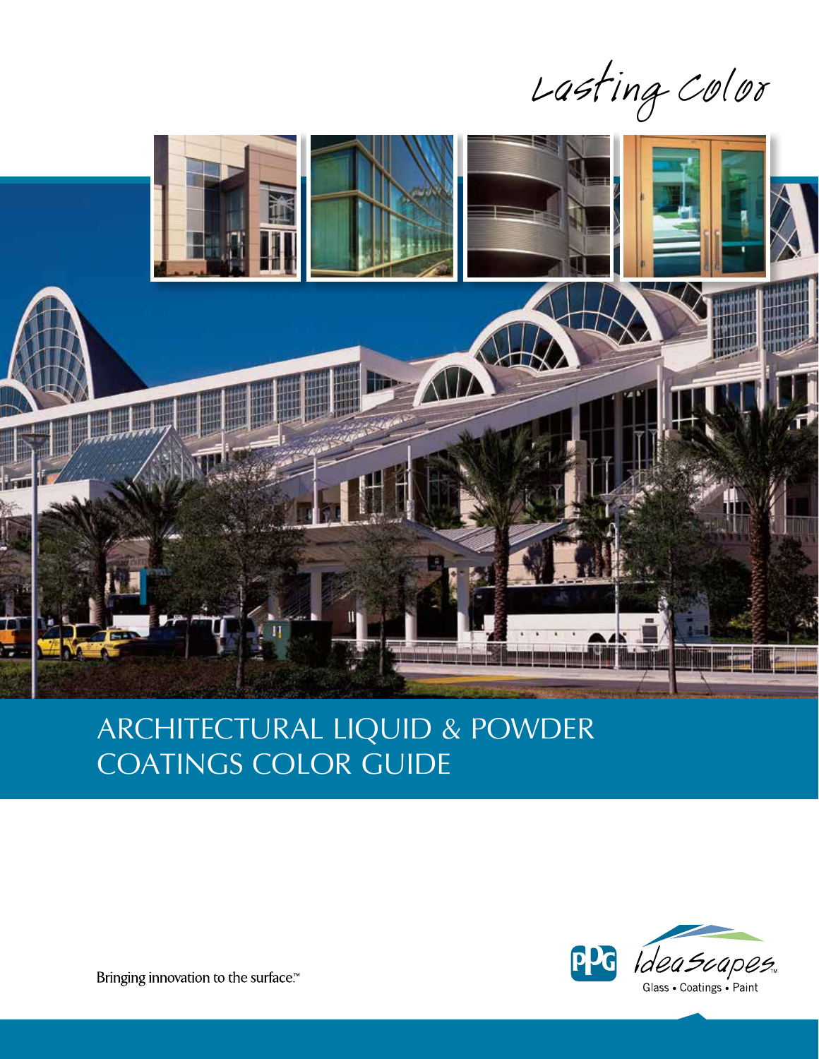*Lasting Color*

# ARCHITECTURAL LIQUID & POWDER COATINGS COLOR GUIDE

Bringing innovation to the surface.™

PPG IdeaScapes™

Glass • Coatings • Paint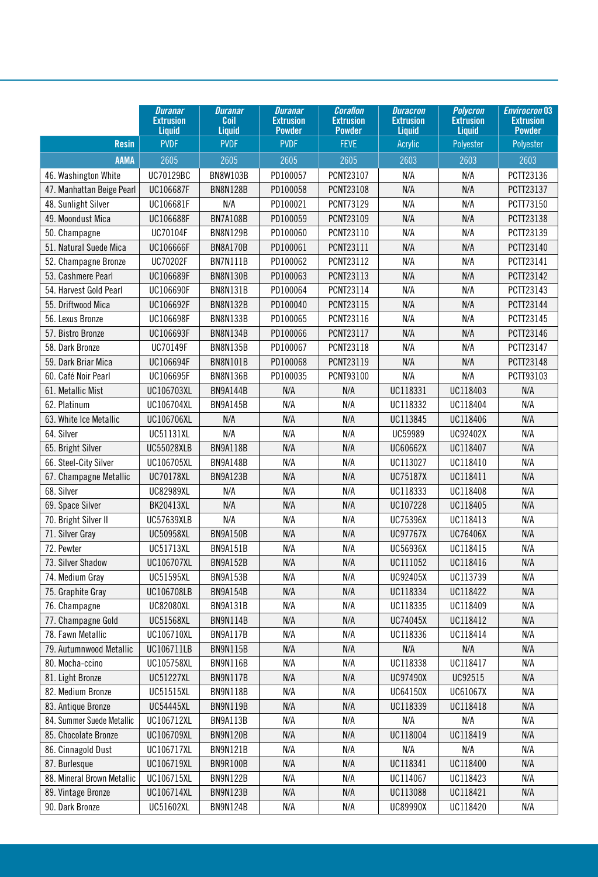| | *Duranar* Extrusion Liquid | *Duranar* Coil Liquid | *Duranar* Extrusion Powder | *Coraflon* Extrusion Powder | *Duracron* Extrusion Liquid | *Polycron* Extrusion Liquid | *Envirocron* 03 Extrusion Powder |
|---|---|---|---|---|---|---|---|
| **Resin** | PVDF | PVDF | PVDF | FEVE | Acrylic | Polyester | Polyester |
| **AAMA** | 2605 | 2605 | 2605 | 2605 | 2603 | 2603 | 2603 |
| 46. Washington White | UC70129BC | BN8W103B | PD100057 | PCNT23107 | N/A | N/A | PCTT23136 |
| 47. Manhattan Beige Pearl | UC106687F | BN8N128B | PD100058 | PCNT23108 | N/A | N/A | PCTT23137 |
| 48. Sunlight Silver | UC106681F | N/A | PD100021 | PCNT73129 | N/A | N/A | PCTT73150 |
| 49. Moondust Mica | UC106688F | BN7A108B | PD100059 | PCNT23109 | N/A | N/A | PCTT23138 |
| 50. Champagne | UC70104F | BN8N129B | PD100060 | PCNT23110 | N/A | N/A | PCTT23139 |
| 51. Natural Suede Mica | UC106666F | BN8A170B | PD100061 | PCNT23111 | N/A | N/A | PCTT23140 |
| 52. Champagne Bronze | UC70202F | BN7N111B | PD100062 | PCNT23112 | N/A | N/A | PCTT23141 |
| 53. Cashmere Pearl | UC106689F | BN8N130B | PD100063 | PCNT23113 | N/A | N/A | PCTT23142 |
| 54. Harvest Gold Pearl | UC106690F | BN8N131B | PD100064 | PCNT23114 | N/A | N/A | PCTT23143 |
| 55. Driftwood Mica | UC106692F | BN8N132B | PD100040 | PCNT23115 | N/A | N/A | PCTT23144 |
| 56. Lexus Bronze | UC106698F | BN8N133B | PD100065 | PCNT23116 | N/A | N/A | PCTT23145 |
| 57. Bistro Bronze | UC106693F | BN8N134B | PD100066 | PCNT23117 | N/A | N/A | PCTT23146 |
| 58. Dark Bronze | UC70149F | BN8N135B | PD100067 | PCNT23118 | N/A | N/A | PCTT23147 |
| 59. Dark Briar Mica | UC106694F | BN8N101B | PD100068 | PCNT23119 | N/A | N/A | PCTT23148 |
| 60. Café Noir Pearl | UC106695F | BN8N136B | PD100035 | PCNT93100 | N/A | N/A | PCTT93103 |
| 61. Metallic Mist | UC106703XL | BN9A144B | N/A | N/A | UC118331 | UC118403 | N/A |
| 62. Platinum | UC106704XL | BN9A145B | N/A | N/A | UC118332 | UC118404 | N/A |
| 63. White Ice Metallic | UC106706XL | N/A | N/A | N/A | UC113845 | UC118406 | N/A |
| 64. Silver | UC51131XL | N/A | N/A | N/A | UC59989 | UC92402X | N/A |
| 65. Bright Silver | UC55028XLB | BN9A118B | N/A | N/A | UC60662X | UC118407 | N/A |
| 66. Steel-City Silver | UC106705XL | BN9A148B | N/A | N/A | UC113027 | UC118410 | N/A |
| 67. Champagne Metallic | UC70178XL | BN9A123B | N/A | N/A | UC75187X | UC118411 | N/A |
| 68. Silver | UC82989XL | N/A | N/A | N/A | UC118333 | UC118408 | N/A |
| 69. Space Silver | BK20413XL | N/A | N/A | N/A | UC107228 | UC118405 | N/A |
| 70. Bright Silver II | UC57639XLB | N/A | N/A | N/A | UC75396X | UC118413 | N/A |
| 71. Silver Gray | UC50958XL | BN9A150B | N/A | N/A | UC97767X | UC76406X | N/A |
| 72. Pewter | UC51713XL | BN9A151B | N/A | N/A | UC56936X | UC118415 | N/A |
| 73. Silver Shadow | UC106707XL | BN9A152B | N/A | N/A | UC111052 | UC118416 | N/A |
| 74. Medium Gray | UC51595XL | BN9A153B | N/A | N/A | UC92405X | UC113739 | N/A |
| 75. Graphite Gray | UC106708LB | BN9A154B | N/A | N/A | UC118334 | UC118422 | N/A |
| 76. Champagne | UC82080XL | BN9A131B | N/A | N/A | UC118335 | UC118409 | N/A |
| 77. Champagne Gold | UC51568XL | BN9N114B | N/A | N/A | UC74045X | UC118412 | N/A |
| 78. Fawn Metallic | UC106710XL | BN9A117B | N/A | N/A | UC118336 | UC118414 | N/A |
| 79. Autumnwood Metallic | UC106711LB | BN9N115B | N/A | N/A | N/A | N/A | N/A |
| 80. Mocha-ccino | UC105758XL | BN9N116B | N/A | N/A | UC118338 | UC118417 | N/A |
| 81. Light Bronze | UC51227XL | BN9N117B | N/A | N/A | UC97490X | UC92515 | N/A |
| 82. Medium Bronze | UC51515XL | BN9N118B | N/A | N/A | UC64150X | UC61067X | N/A |
| 83. Antique Bronze | UC54445XL | BN9N119B | N/A | N/A | UC118339 | UC118418 | N/A |
| 84. Summer Suede Metallic | UC106712XL | BN9A113B | N/A | N/A | N/A | N/A | N/A |
| 85. Chocolate Bronze | UC106709XL | BN9N120B | N/A | N/A | UC118004 | UC118419 | N/A |
| 86. Cinnagold Dust | UC106717XL | BN9N121B | N/A | N/A | N/A | N/A | N/A |
| 87. Burlesque | UC106719XL | BN9R100B | N/A | N/A | UC118341 | UC118400 | N/A |
| 88. Mineral Brown Metallic | UC106715XL | BN9N122B | N/A | N/A | UC114067 | UC118423 | N/A |
| 89. Vintage Bronze | UC106714XL | BN9N123B | N/A | N/A | UC113088 | UC118421 | N/A |
| 90. Dark Bronze | UC51602XL | BN9N124B | N/A | N/A | UC89990X | UC118420 | N/A |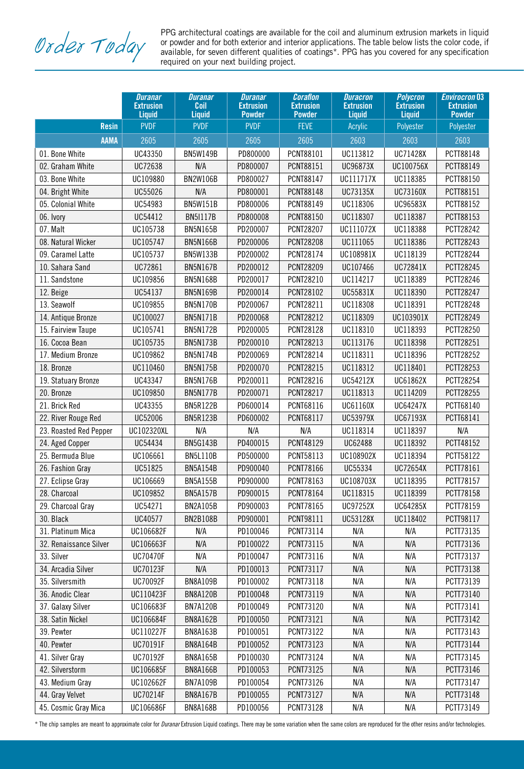# Order Today

PPG architectural coatings are available for the coil and aluminum extrusion markets in liquid or powder and for both exterior and interior applications. The table below lists the color code, if available, for seven different qualities of coatings*. PPG has you covered for any specification required on your next building project.

| | ***Duranar* Extrusion Liquid** | ***Duranar* Coil Liquid** | ***Duranar* Extrusion Powder** | ***Coraflon* Extrusion Powder** | ***Duracron* Extrusion Liquid** | ***Polycron* Extrusion Liquid** | ***Envirocron* 03 Extrusion Powder** |
|---|---|---|---|---|---|---|---|
| **Resin** | PVDF | PVDF | PVDF | FEVE | Acrylic | Polyester | Polyester |
| **AAMA** | 2605 | 2605 | 2605 | 2605 | 2603 | 2603 | 2603 |
| 01. Bone White | UC43350 | BN5W149B | PD800000 | PCNT88101 | UC113812 | UC71428X | PCTT88148 |
| 02. Graham White | UC72638 | N/A | PD800007 | PCNT88151 | UC96873X | UC100756X | PCTT88149 |
| 03. Bone White | UC109880 | BN2W106B | PD800027 | PCNT88147 | UC111717X | UC118385 | PCTT88150 |
| 04. Bright White | UC55026 | N/A | PD800001 | PCNT88148 | UC73135X | UC73160X | PCTT88151 |
| 05. Colonial White | UC54983 | BN5W151B | PD800006 | PCNT88149 | UC118306 | UC96583X | PCTT88152 |
| 06. Ivory | UC54412 | BN5I117B | PD800008 | PCNT88150 | UC118307 | UC118387 | PCTT88153 |
| 07. Malt | UC105738 | BN5N165B | PD200007 | PCNT28207 | UC111072X | UC118388 | PCTT28242 |
| 08. Natural Wicker | UC105747 | BN5N166B | PD200006 | PCNT28208 | UC111065 | UC118386 | PCTT28243 |
| 09. Caramel Latte | UC105737 | BN5W133B | PD200002 | PCNT28174 | UC108981X | UC118139 | PCTT28244 |
| 10. Sahara Sand | UC72861 | BN5N167B | PD200012 | PCNT28209 | UC107466 | UC72841X | PCTT28245 |
| 11. Sandstone | UC109856 | BN5N168B | PD200017 | PCNT28210 | UC114217 | UC118389 | PCTT28246 |
| 12. Beige | UC54137 | BN5N169B | PD200014 | PCNT28102 | UC55831X | UC118390 | PCTT28247 |
| 13. Seawolf | UC109855 | BN5N170B | PD200067 | PCNT28211 | UC118308 | UC118391 | PCTT28248 |
| 14. Antique Bronze | UC100027 | BN5N171B | PD200068 | PCNT28212 | UC118309 | UC103901X | PCTT28249 |
| 15. Fairview Taupe | UC105741 | BN5N172B | PD200005 | PCNT28128 | UC118310 | UC118393 | PCTT28250 |
| 16. Cocoa Bean | UC105735 | BN5N173B | PD200010 | PCNT28213 | UC113176 | UC118398 | PCTT28251 |
| 17. Medium Bronze | UC109862 | BN5N174B | PD200069 | PCNT28214 | UC118311 | UC118396 | PCTT28252 |
| 18. Bronze | UC110460 | BN5N175B | PD200070 | PCNT28215 | UC118312 | UC118401 | PCTT28253 |
| 19. Statuary Bronze | UC43347 | BN5N176B | PD200011 | PCNT28216 | UC54212X | UC61862X | PCTT28254 |
| 20. Bronze | UC109850 | BN5N177B | PD200071 | PCNT28217 | UC118313 | UC114209 | PCTT28255 |
| 21. Brick Red | UC43355 | BN5R122B | PD600014 | PCNT68116 | UC61160X | UC64247X | PCTT68140 |
| 22. River Rouge Red | UC52006 | BN5R123B | PD600002 | PCNT68117 | UC53979X | UC67193X | PCTT68141 |
| 23. Roasted Red Pepper | UC102320XL | N/A | N/A | N/A | UC118314 | UC118397 | N/A |
| 24. Aged Copper | UC54434 | BN5G143B | PD400015 | PCNT48129 | UC62488 | UC118392 | PCTT48152 |
| 25. Bermuda Blue | UC106661 | BN5L110B | PD500000 | PCNT58113 | UC108902X | UC118394 | PCTT58122 |
| 26. Fashion Gray | UC51825 | BN5A154B | PD900040 | PCNT78166 | UC55334 | UC72654X | PCTT78161 |
| 27. Eclipse Gray | UC106669 | BN5A155B | PD900000 | PCNT78163 | UC108703X | UC118395 | PCTT78157 |
| 28. Charcoal | UC109852 | BN5A157B | PD900015 | PCNT78164 | UC118315 | UC118399 | PCTT78158 |
| 29. Charcoal Gray | UC54271 | BN2A105B | PD900003 | PCNT78165 | UC97252X | UC64285X | PCTT78159 |
| 30. Black | UC40577 | BN2B108B | PD900001 | PCNT98111 | UC53128X | UC118402 | PCTT98117 |
| 31. Platinum Mica | UC106682F | N/A | PD100046 | PCNT73114 | N/A | N/A | PCTT73135 |
| 32. Renaissance Silver | UC106663F | N/A | PD100022 | PCNT73115 | N/A | N/A | PCTT73136 |
| 33. Silver | UC70470F | N/A | PD100047 | PCNT73116 | N/A | N/A | PCTT73137 |
| 34. Arcadia Silver | UC70123F | N/A | PD100013 | PCNT73117 | N/A | N/A | PCTT73138 |
| 35. Silversmith | UC70092F | BN8A109B | PD100002 | PCNT73118 | N/A | N/A | PCTT73139 |
| 36. Anodic Clear | UC110423F | BN8A120B | PD100048 | PCNT73119 | N/A | N/A | PCTT73140 |
| 37. Galaxy Silver | UC106683F | BN7A120B | PD100049 | PCNT73120 | N/A | N/A | PCTT73141 |
| 38. Satin Nickel | UC106684F | BN8A162B | PD100050 | PCNT73121 | N/A | N/A | PCTT73142 |
| 39. Pewter | UC110227F | BN8A163B | PD100051 | PCNT73122 | N/A | N/A | PCTT73143 |
| 40. Pewter | UC70191F | BN8A164B | PD100052 | PCNT73123 | N/A | N/A | PCTT73144 |
| 41. Silver Gray | UC70192F | BN8A165B | PD100030 | PCNT73124 | N/A | N/A | PCTT73145 |
| 42. Silverstorm | UC106685F | BN8A166B | PD100053 | PCNT73125 | N/A | N/A | PCTT73146 |
| 43. Medium Gray | UC102662F | BN7A109B | PD100054 | PCNT73126 | N/A | N/A | PCTT73147 |
| 44. Gray Velvet | UC70214F | BN8A167B | PD100055 | PCNT73127 | N/A | N/A | PCTT73148 |
| 45. Cosmic Gray Mica | UC106686F | BN8A168B | PD100056 | PCNT73128 | N/A | N/A | PCTT73149 |

\* The chip samples are meant to approximate color for *Duranar* Extrusion Liquid coatings. There may be some variation when the same colors are reproduced for the other resins and/or technologies.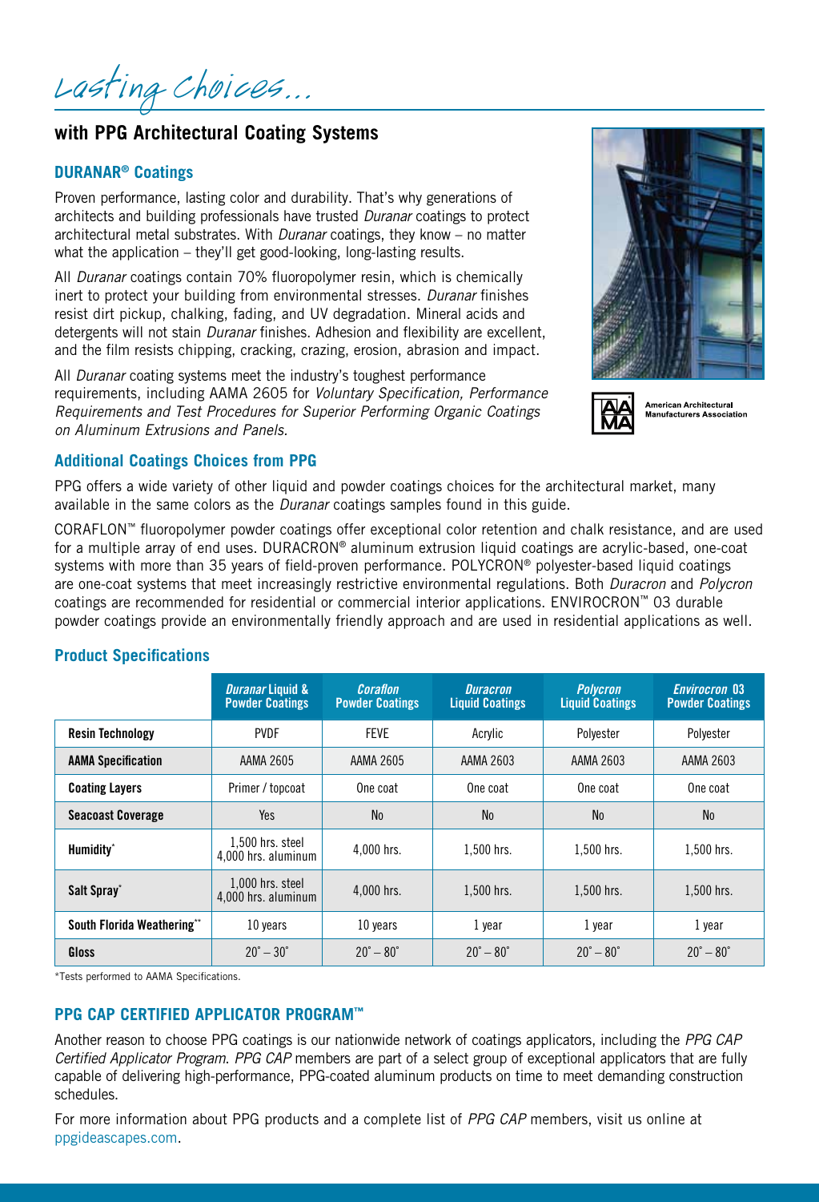# Lasting Choices...

## with PPG Architectural Coating Systems

### DURANAR® Coatings

Proven performance, lasting color and durability. That's why generations of architects and building professionals have trusted *Duranar* coatings to protect architectural metal substrates. With *Duranar* coatings, they know – no matter what the application – they'll get good-looking, long-lasting results.

All *Duranar* coatings contain 70% fluoropolymer resin, which is chemically inert to protect your building from environmental stresses. *Duranar* finishes resist dirt pickup, chalking, fading, and UV degradation. Mineral acids and detergents will not stain *Duranar* finishes. Adhesion and flexibility are excellent, and the film resists chipping, cracking, crazing, erosion, abrasion and impact.

All *Duranar* coating systems meet the industry's toughest performance requirements, including AAMA 2605 for *Voluntary Specification, Performance Requirements and Test Procedures for Superior Performing Organic Coatings on Aluminum Extrusions and Panels.*

American Architectural Manufacturers Association

### Additional Coatings Choices from PPG

PPG offers a wide variety of other liquid and powder coatings choices for the architectural market, many available in the same colors as the *Duranar* coatings samples found in this guide.

CORAFLON™ fluoropolymer powder coatings offer exceptional color retention and chalk resistance, and are used for a multiple array of end uses. DURACRON® aluminum extrusion liquid coatings are acrylic-based, one-coat systems with more than 35 years of field-proven performance. POLYCRON® polyester-based liquid coatings are one-coat systems that meet increasingly restrictive environmental regulations. Both *Duracron* and *Polycron* coatings are recommended for residential or commercial interior applications. ENVIROCRON™ 03 durable powder coatings provide an environmentally friendly approach and are used in residential applications as well.

### Product Specifications

| | *Duranar* Liquid & Powder Coatings | *Coraflon* Powder Coatings | *Duracron* Liquid Coatings | *Polycron* Liquid Coatings | *Envirocron* 03 Powder Coatings |
|---|---|---|---|---|---|
| **Resin Technology** | PVDF | FEVE | Acrylic | Polyester | Polyester |
| **AAMA Specification** | AAMA 2605 | AAMA 2605 | AAMA 2603 | AAMA 2603 | AAMA 2603 |
| **Coating Layers** | Primer / topcoat | One coat | One coat | One coat | One coat |
| **Seacoast Coverage** | Yes | No | No | No | No |
| **Humidity*** | 1,500 hrs. steel 4,000 hrs. aluminum | 4,000 hrs. | 1,500 hrs. | 1,500 hrs. | 1,500 hrs. |
| **Salt Spray*** | 1,000 hrs. steel 4,000 hrs. aluminum | 4,000 hrs. | 1,500 hrs. | 1,500 hrs. | 1,500 hrs. |
| **South Florida Weathering**** | 10 years | 10 years | 1 year | 1 year | 1 year |
| **Gloss** | 20° – 30° | 20° – 80° | 20° – 80° | 20° – 80° | 20° – 80° |

*Tests performed to AAMA Specifications.

### PPG CAP CERTIFIED APPLICATOR PROGRAM™

Another reason to choose PPG coatings is our nationwide network of coatings applicators, including the *PPG CAP Certified Applicator Program*. *PPG CAP* members are part of a select group of exceptional applicators that are fully capable of delivering high-performance, PPG-coated aluminum products on time to meet demanding construction schedules.

For more information about PPG products and a complete list of *PPG CAP* members, visit us online at ppgideascapes.com.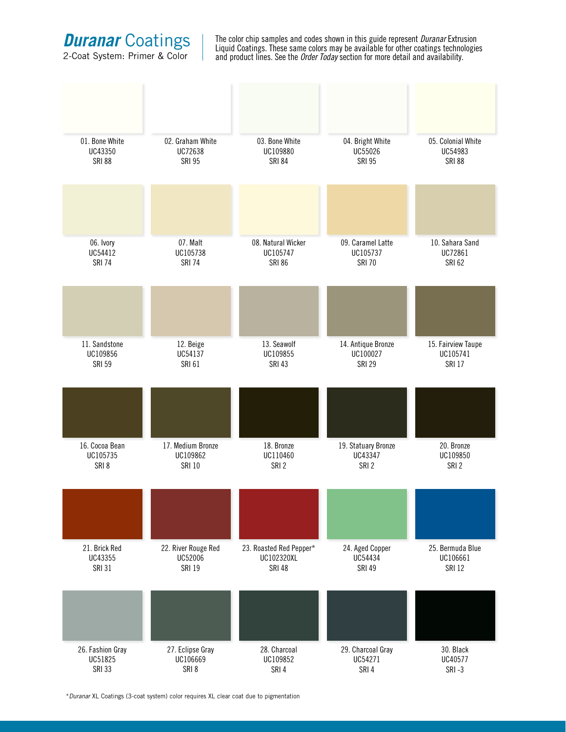# ***Duranar*** Coatings

2-Coat System: Primer & Color

The color chip samples and codes shown in this guide represent *Duranar* Extrusion Liquid Coatings. These same colors may be available for other coatings technologies and product lines. See the *Order Today* section for more detail and availability.

| | | | | |
|---|---|---|---|---|
| 01. Bone White<br>UC43350<br>SRI 88 | 02. Graham White<br>UC72638<br>SRI 95 | 03. Bone White<br>UC109880<br>SRI 84 | 04. Bright White<br>UC55026<br>SRI 95 | 05. Colonial White<br>UC54983<br>SRI 88 |
| 06. Ivory<br>UC54412<br>SRI 74 | 07. Malt<br>UC105738<br>SRI 74 | 08. Natural Wicker<br>UC105747<br>SRI 86 | 09. Caramel Latte<br>UC105737<br>SRI 70 | 10. Sahara Sand<br>UC72861<br>SRI 62 |
| 11. Sandstone<br>UC109856<br>SRI 59 | 12. Beige<br>UC54137<br>SRI 61 | 13. Seawolf<br>UC109855<br>SRI 43 | 14. Antique Bronze<br>UC100027<br>SRI 29 | 15. Fairview Taupe<br>UC105741<br>SRI 17 |
| 16. Cocoa Bean<br>UC105735<br>SRI 8 | 17. Medium Bronze<br>UC109862<br>SRI 10 | 18. Bronze<br>UC110460<br>SRI 2 | 19. Statuary Bronze<br>UC43347<br>SRI 2 | 20. Bronze<br>UC109850<br>SRI 2 |
| 21. Brick Red<br>UC43355<br>SRI 31 | 22. River Rouge Red<br>UC52006<br>SRI 19 | 23. Roasted Red Pepper*<br>UC102320XL<br>SRI 48 | 24. Aged Copper<br>UC54434<br>SRI 49 | 25. Bermuda Blue<br>UC106661<br>SRI 12 |
| 26. Fashion Gray<br>UC51825<br>SRI 33 | 27. Eclipse Gray<br>UC106669<br>SRI 8 | 28. Charcoal<br>UC109852<br>SRI 4 | 29. Charcoal Gray<br>UC54271<br>SRI 4 | 30. Black<br>UC40577<br>SRI -3 |

**Duranar* XL Coatings (3-coat system) color requires XL clear coat due to pigmentation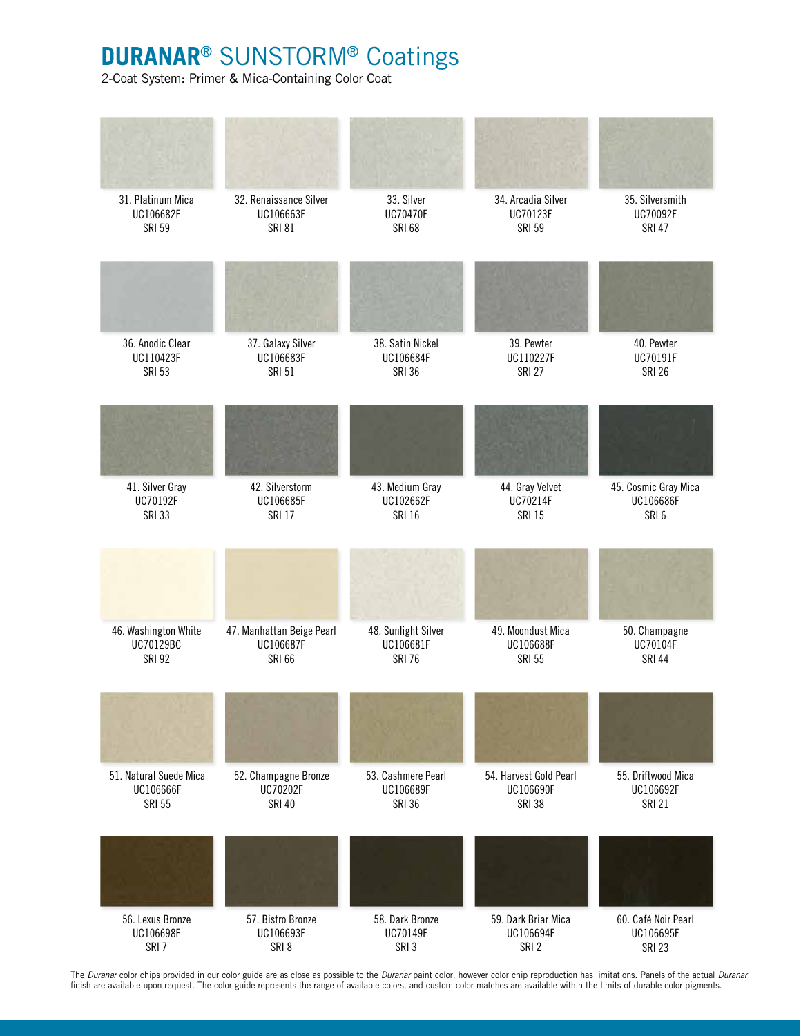# DURANAR® SUNSTORM® Coatings

2-Coat System: Primer & Mica-Containing Color Coat

| | | | | |
|---|---|---|---|---|
| 31. Platinum Mica<br>UC106682F<br>SRI 59 | 32. Renaissance Silver<br>UC106663F<br>SRI 81 | 33. Silver<br>UC70470F<br>SRI 68 | 34. Arcadia Silver<br>UC70123F<br>SRI 59 | 35. Silversmith<br>UC70092F<br>SRI 47 |
| 36. Anodic Clear<br>UC110423F<br>SRI 53 | 37. Galaxy Silver<br>UC106683F<br>SRI 51 | 38. Satin Nickel<br>UC106684F<br>SRI 36 | 39. Pewter<br>UC110227F<br>SRI 27 | 40. Pewter<br>UC70191F<br>SRI 26 |
| 41. Silver Gray<br>UC70192F<br>SRI 33 | 42. Silverstorm<br>UC106685F<br>SRI 17 | 43. Medium Gray<br>UC102662F<br>SRI 16 | 44. Gray Velvet<br>UC70214F<br>SRI 15 | 45. Cosmic Gray Mica<br>UC106686F<br>SRI 6 |
| 46. Washington White<br>UC70129BC<br>SRI 92 | 47. Manhattan Beige Pearl<br>UC106687F<br>SRI 66 | 48. Sunlight Silver<br>UC106681F<br>SRI 76 | 49. Moondust Mica<br>UC106688F<br>SRI 55 | 50. Champagne<br>UC70104F<br>SRI 44 |
| 51. Natural Suede Mica<br>UC106666F<br>SRI 55 | 52. Champagne Bronze<br>UC70202F<br>SRI 40 | 53. Cashmere Pearl<br>UC106689F<br>SRI 36 | 54. Harvest Gold Pearl<br>UC106690F<br>SRI 38 | 55. Driftwood Mica<br>UC106692F<br>SRI 21 |
| 56. Lexus Bronze<br>UC106698F<br>SRI 7 | 57. Bistro Bronze<br>UC106693F<br>SRI 8 | 58. Dark Bronze<br>UC70149F<br>SRI 3 | 59. Dark Briar Mica<br>UC106694F<br>SRI 2 | 60. Café Noir Pearl<br>UC106695F<br>SRI 23 |

The *Duranar* color chips provided in our color guide are as close as possible to the *Duranar* paint color, however color chip reproduction has limitations. Panels of the actual *Duranar* finish are available upon request. The color guide represents the range of available colors, and custom color matches are available within the limits of durable color pigments.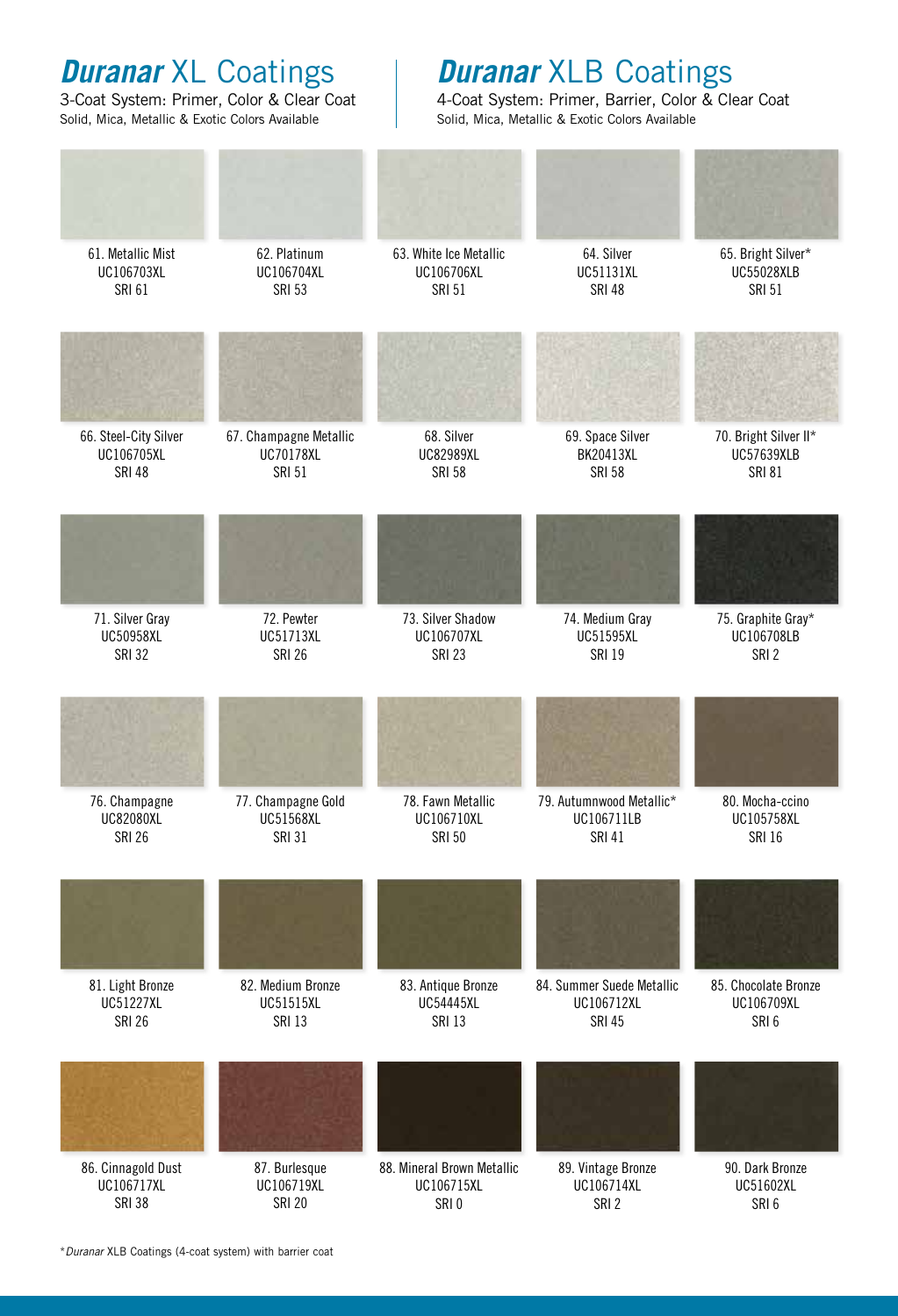# ***Duranar*** XL Coatings

3-Coat System: Primer, Color & Clear Coat
Solid, Mica, Metallic & Exotic Colors Available

# ***Duranar*** XLB Coatings

4-Coat System: Primer, Barrier, Color & Clear Coat
Solid, Mica, Metallic & Exotic Colors Available

| | | | | |
|---|---|---|---|---|
| 61. Metallic Mist<br>UC106703XL<br>SRI 61 | 62. Platinum<br>UC106704XL<br>SRI 53 | 63. White Ice Metallic<br>UC106706XL<br>SRI 51 | 64. Silver<br>UC51131XL<br>SRI 48 | 65. Bright Silver*<br>UC55028XLB<br>SRI 51 |
| 66. Steel-City Silver<br>UC106705XL<br>SRI 48 | 67. Champagne Metallic<br>UC70178XL<br>SRI 51 | 68. Silver<br>UC82989XL<br>SRI 58 | 69. Space Silver<br>BK20413XL<br>SRI 58 | 70. Bright Silver II*<br>UC57639XLB<br>SRI 81 |
| 71. Silver Gray<br>UC50958XL<br>SRI 32 | 72. Pewter<br>UC51713XL<br>SRI 26 | 73. Silver Shadow<br>UC106707XL<br>SRI 23 | 74. Medium Gray<br>UC51595XL<br>SRI 19 | 75. Graphite Gray*<br>UC106708LB<br>SRI 2 |
| 76. Champagne<br>UC82080XL<br>SRI 26 | 77. Champagne Gold<br>UC51568XL<br>SRI 31 | 78. Fawn Metallic<br>UC106710XL<br>SRI 50 | 79. Autumnwood Metallic*<br>UC106711LB<br>SRI 41 | 80. Mocha-ccino<br>UC105758XL<br>SRI 16 |
| 81. Light Bronze<br>UC51227XL<br>SRI 26 | 82. Medium Bronze<br>UC51515XL<br>SRI 13 | 83. Antique Bronze<br>UC54445XL<br>SRI 13 | 84. Summer Suede Metallic<br>UC106712XL<br>SRI 45 | 85. Chocolate Bronze<br>UC106709XL<br>SRI 6 |
| 86. Cinnagold Dust<br>UC106717XL<br>SRI 38 | 87. Burlesque<br>UC106719XL<br>SRI 20 | 88. Mineral Brown Metallic<br>UC106715XL<br>SRI 0 | 89. Vintage Bronze<br>UC106714XL<br>SRI 2 | 90. Dark Bronze<br>UC51602XL<br>SRI 6 |

**Duranar* XLB Coatings (4-coat system) with barrier coat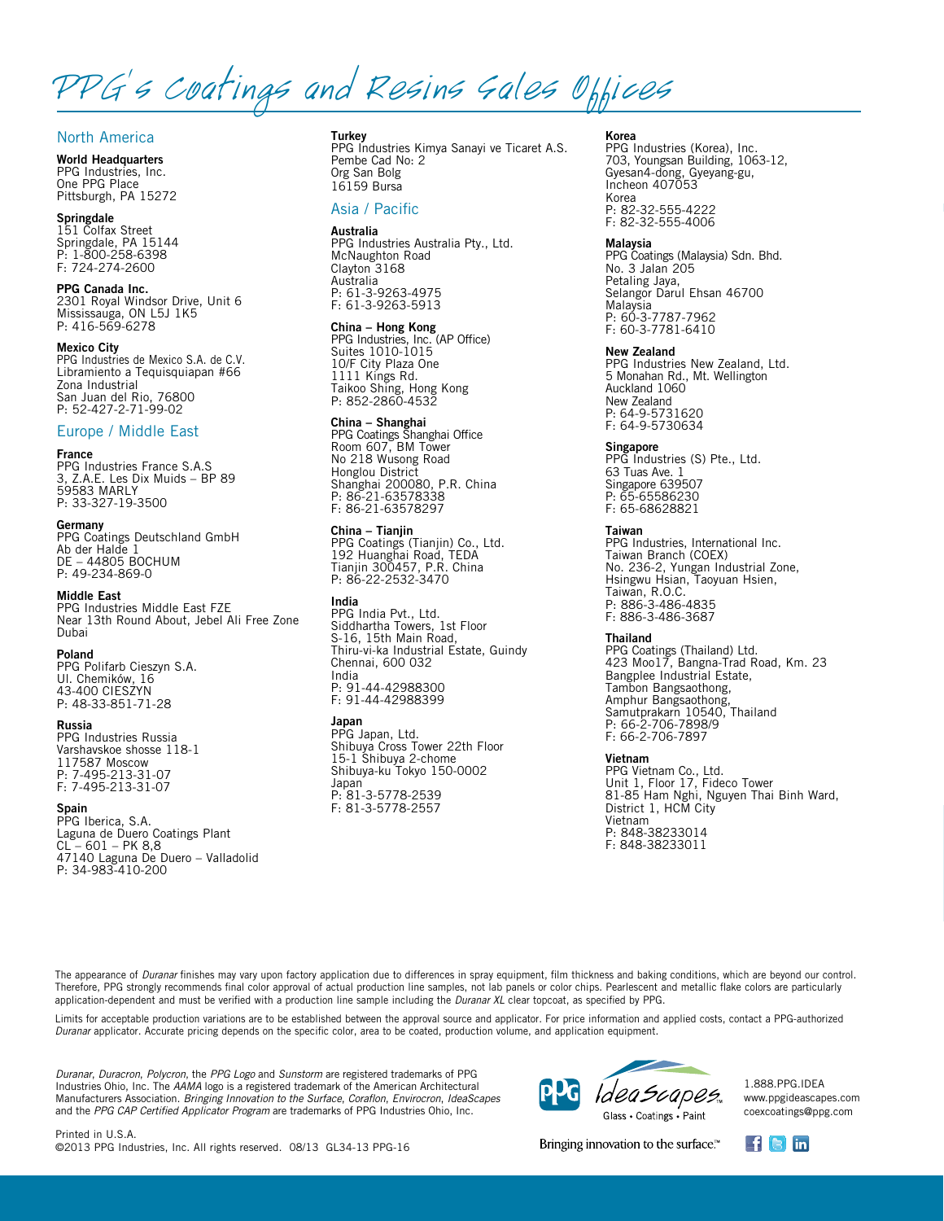# PPG's Coatings and Resins Sales Offices

## North America

**World Headquarters**
PPG Industries, Inc.
One PPG Place
Pittsburgh, PA 15272

**Springdale**
151 Colfax Street
Springdale, PA 15144
P: 1-800-258-6398
F: 724-274-2600

**PPG Canada Inc.**
2301 Royal Windsor Drive, Unit 6
Mississauga, ON L5J 1K5
P: 416-569-6278

**Mexico City**
PPG Industries de Mexico S.A. de C.V.
Libramiento a Tequisquiapan #66
Zona Industrial
San Juan del Rio, 76800
P: 52-427-2-71-99-02

## Europe / Middle East

**France**
PPG Industries France S.A.S
3, Z.A.E. Les Dix Muids – BP 89
59583 MARLY
P: 33-327-19-3500

**Germany**
PPG Coatings Deutschland GmbH
Ab der Halde 1
DE – 44805 BOCHUM
P: 49-234-869-0

**Middle East**
PPG Industries Middle East FZE
Near 13th Round About, Jebel Ali Free Zone
Dubai

**Poland**
PPG Polifarb Cieszyn S.A.
Ul. Chemików, 16
43-400 CIESZYN
P: 48-33-851-71-28

**Russia**
PPG Industries Russia
Varshavskoe shosse 118-1
117587 Moscow
P: 7-495-213-31-07
F: 7-495-213-31-07

**Spain**
PPG Iberica, S.A.
Laguna de Duero Coatings Plant
CL – 601 – PK 8,8
47140 Laguna De Duero – Valladolid
P: 34-983-410-200

**Turkey**
PPG Industries Kimya Sanayi ve Ticaret A.S.
Pembe Cad No: 2
Org San Bolg
16159 Bursa

## Asia / Pacific

**Australia**
PPG Industries Australia Pty., Ltd.
McNaughton Road
Clayton 3168
Australia
P: 61-3-9263-4975
F: 61-3-9263-5913

**China – Hong Kong**
PPG Industries, Inc. (AP Office)
Suites 1010-1015
10/F City Plaza One
1111 Kings Rd.
Taikoo Shing, Hong Kong
P: 852-2860-4532

**China – Shanghai**
PPG Coatings Shanghai Office
Room 607, BM Tower
No 218 Wusong Road
Honglou District
Shanghai 200080, P.R. China
P: 86-21-63578338
F: 86-21-63578297

**China – Tianjin**
PPG Coatings (Tianjin) Co., Ltd.
192 Huanghai Road, TEDA
Tianjin 300457, P.R. China
P: 86-22-2532-3470

**India**
PPG India Pvt., Ltd.
Siddhartha Towers, 1st Floor
S-16, 15th Main Road,
Thiru-vi-ka Industrial Estate, Guindy
Chennai, 600 032
India
P: 91-44-42988300
F: 91-44-42988399

**Japan**
PPG Japan, Ltd.
Shibuya Cross Tower 22th Floor
15-1 Shibuya 2-chome
Shibuya-ku Tokyo 150-0002
Japan
P: 81-3-5778-2539
F: 81-3-5778-2557

**Korea**
PPG Industries (Korea), Inc.
703, Youngsan Building, 1063-12,
Gyesan4-dong, Gyeyang-gu,
Incheon 407053
Korea
P: 82-32-555-4222
F: 82-32-555-4006

**Malaysia**
PPG Coatings (Malaysia) Sdn. Bhd.
No. 3 Jalan 205
Petaling Jaya,
Selangor Darul Ehsan 46700
Malaysia
P: 60-3-7787-7962
F: 60-3-7781-6410

**New Zealand**
PPG Industries New Zealand, Ltd.
5 Monahan Rd., Mt. Wellington
Auckland 1060
New Zealand
P: 64-9-5731620
F: 64-9-5730634

**Singapore**
PPG Industries (S) Pte., Ltd.
63 Tuas Ave. 1
Singapore 639507
P: 65-65586230
F: 65-68628821

**Taiwan**
PPG Industries, International Inc.
Taiwan Branch (COEX)
No. 236-2, Yungan Industrial Zone,
Hsingwu Hsian, Taoyuan Hsien,
Taiwan, R.O.C.
P: 886-3-486-4835
F: 886-3-486-3687

**Thailand**
PPG Coatings (Thailand) Ltd.
423 Moo17, Bangna-Trad Road, Km. 23
Bangplee Industrial Estate,
Tambon Bangsaothong,
Amphur Bangsaothong,
Samutprakarn 10540, Thailand
P: 66-2-706-7898/9
F: 66-2-706-7897

**Vietnam**
PPG Vietnam Co., Ltd.
Unit 1, Floor 17, Fideco Tower
81-85 Ham Nghi, Nguyen Thai Binh Ward,
District 1, HCM City
Vietnam
P: 848-38233014
F: 848-38233011

The appearance of *Duranar* finishes may vary upon factory application due to differences in spray equipment, film thickness and baking conditions, which are beyond our control. Therefore, PPG strongly recommends final color approval of actual production line samples, not lab panels or color chips. Pearlescent and metallic flake colors are particularly application-dependent and must be verified with a production line sample including the *Duranar XL* clear topcoat, as specified by PPG.

Limits for acceptable production variations are to be established between the approval source and applicator. For price information and applied costs, contact a PPG-authorized *Duranar* applicator. Accurate pricing depends on the specific color, area to be coated, production volume, and application equipment.

*Duranar*, *Duracron*, *Polycron*, the *PPG Logo* and *Sunstorm* are registered trademarks of PPG Industries Ohio, Inc. The *AAMA* logo is a registered trademark of the American Architectural Manufacturers Association. *Bringing Innovation to the Surface*, *Coraflon*, *Envirocron*, *IdeaScapes* and the *PPG CAP Certified Applicator Program* are trademarks of PPG Industries Ohio, Inc.

Printed in U.S.A.
©2013 PPG Industries, Inc. All rights reserved. 08/13 GL34-13 PPG-16

IdeaScapes™ Glass • Coatings • Paint

Bringing innovation to the surface.™

1.888.PPG.IDEA
www.ppgideascapes.com
coexcoatings@ppg.com